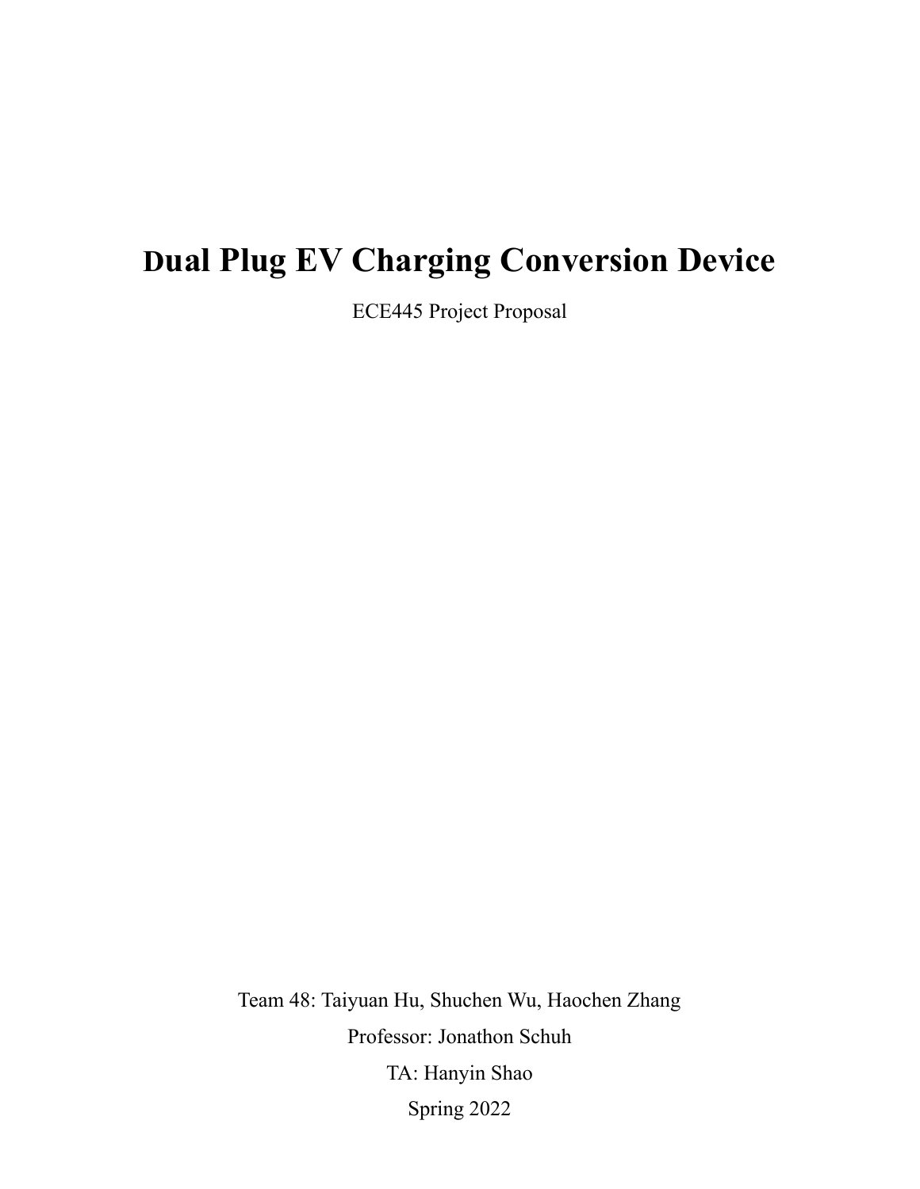# Dual Plug EV Charging Conversion Device

ECE445 Project Proposal

Team 48: Taiyuan Hu, Shuchen Wu, Haochen Zhang

Professor: Jonathon Schuh

TA: Hanyin Shao

Spring 2022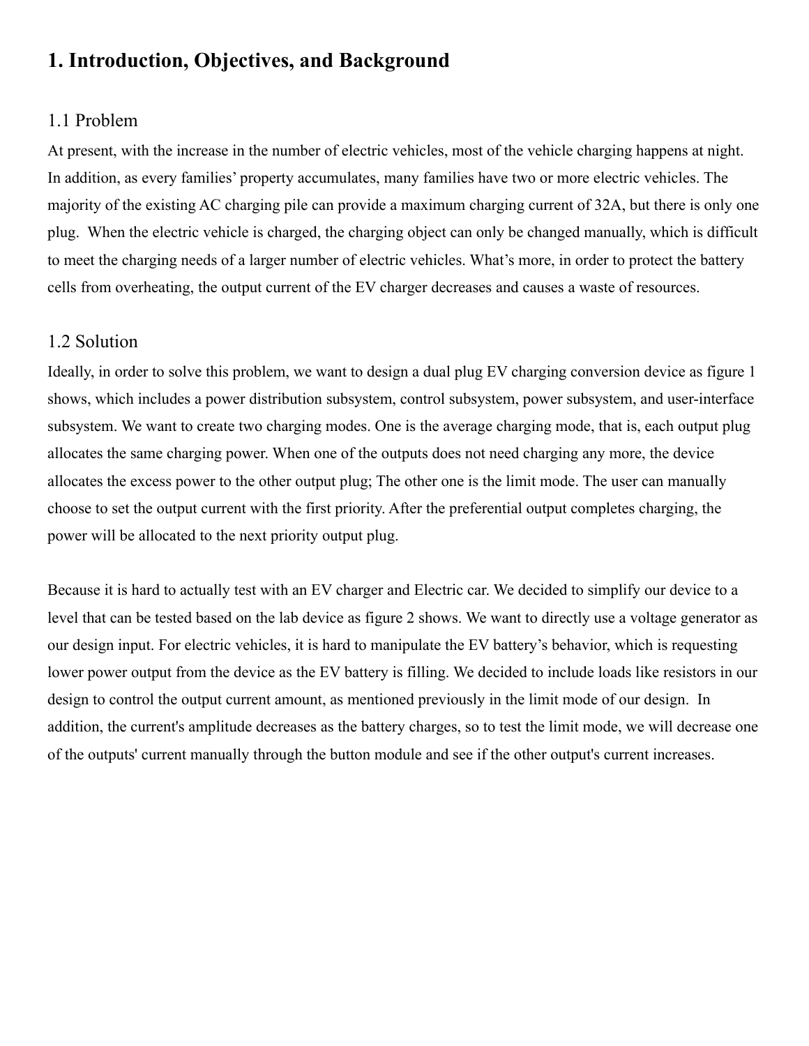# 1. Introduction, Objectives, and Background

## 1.1 Problem

At present, with the increase in the number of electric vehicles, most of the vehicle charging happens at night. In addition, as every families' property accumulates, many families have two or more electric vehicles. The majority of the existing AC charging pile can provide a maximum charging current of 32A, but there is only one plug. When the electric vehicle is charged, the charging object can only be changed manually, which is difficult to meet the charging needs of a larger number of electric vehicles. What's more, in order to protect the battery cells from overheating, the output current of the EV charger decreases and causes a waste of resources.

## 1.2 Solution

Ideally, in order to solve this problem, we want to design a dual plug EV charging conversion device as figure 1 shows, which includes a power distribution subsystem, control subsystem, power subsystem, and user-interface subsystem. We want to create two charging modes. One is the average charging mode, that is, each output plug allocates the same charging power. When one of the outputs does not need charging any more, the device allocates the excess power to the other output plug; The other one is the limit mode. The user can manually choose to set the output current with the first priority. After the preferential output completes charging, the power will be allocated to the next priority output plug.

Because it is hard to actually test with an EV charger and Electric car. We decided to simplify our device to a level that can be tested based on the lab device as figure 2 shows. We want to directly use a voltage generator as our design input. For electric vehicles, it is hard to manipulate the EV battery's behavior, which is requesting lower power output from the device as the EV battery is filling. We decided to include loads like resistors in our design to control the output current amount, as mentioned previously in the limit mode of our design. In addition, the current's amplitude decreases as the battery charges, so to test the limit mode, we will decrease one of the outputs' current manually through the button module and see if the other output's current increases.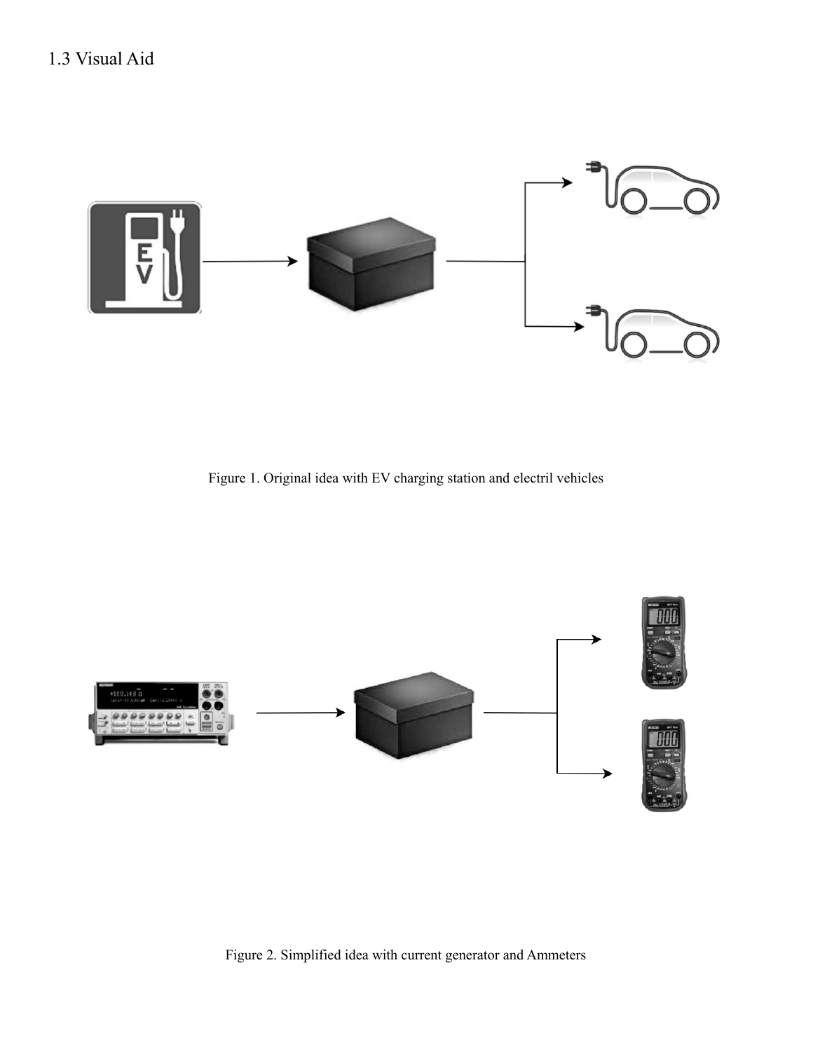## 1.3 Visual Aid

Figure 1. Original idea with EV charging station and electril vehicles

Figure 2. Simplified idea with current generator and Ammeters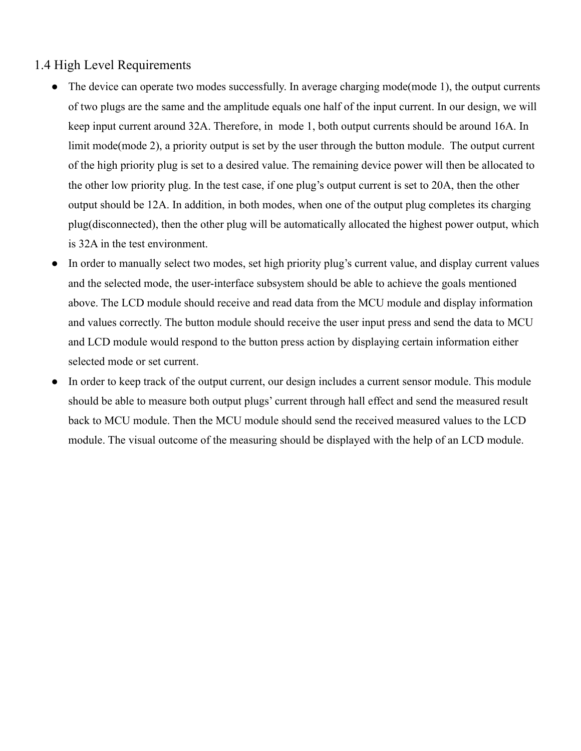## 1.4 High Level Requirements

- The device can operate two modes successfully. In average charging mode(mode 1), the output currents of two plugs are the same and the amplitude equals one half of the input current. In our design, we will keep input current around 32A. Therefore, in mode 1, both output currents should be around 16A. In limit mode(mode 2), a priority output is set by the user through the button module. The output current of the high priority plug is set to a desired value. The remaining device power will then be allocated to the other low priority plug. In the test case, if one plug's output current is set to 20A, then the other output should be 12A. In addition, in both modes, when one of the output plug completes its charging plug(disconnected), then the other plug will be automatically allocated the highest power output, which is 32A in the test environment.
- In order to manually select two modes, set high priority plug's current value, and display current values and the selected mode, the user-interface subsystem should be able to achieve the goals mentioned above. The LCD module should receive and read data from the MCU module and display information and values correctly. The button module should receive the user input press and send the data to MCU and LCD module would respond to the button press action by displaying certain information either selected mode or set current.
- In order to keep track of the output current, our design includes a current sensor module. This module should be able to measure both output plugs' current through hall effect and send the measured result back to MCU module. Then the MCU module should send the received measured values to the LCD module. The visual outcome of the measuring should be displayed with the help of an LCD module.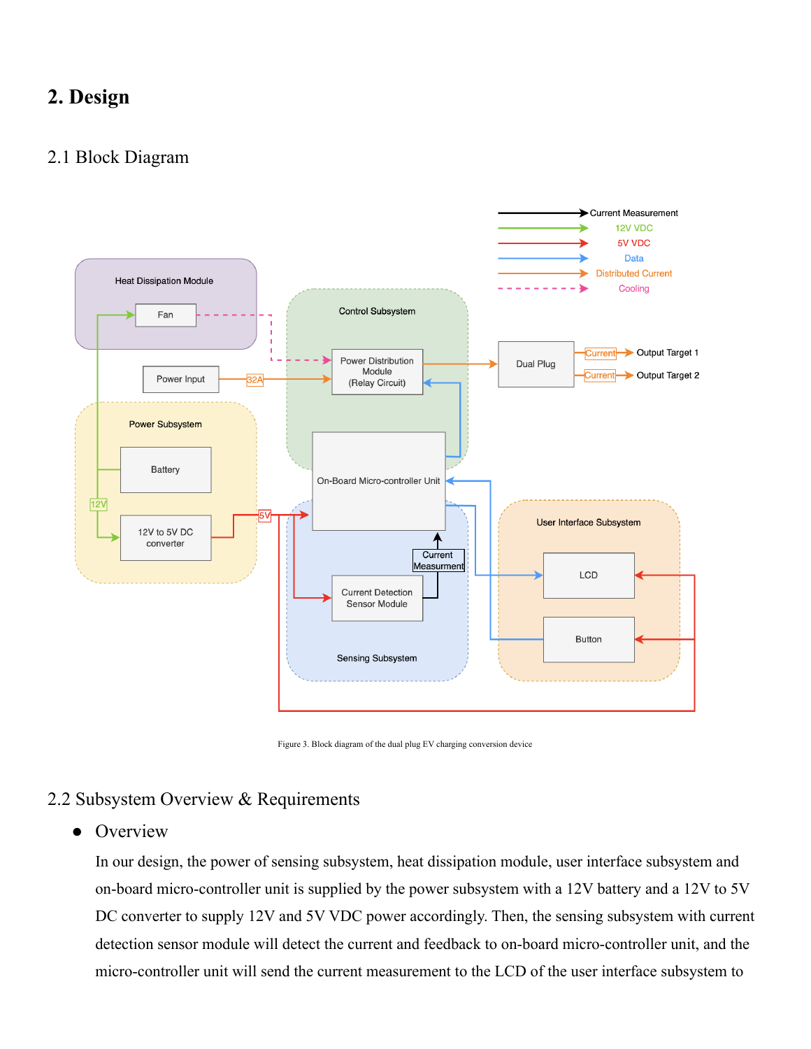# 2. Design

## 2.1 Block Diagram

Figure 3. Block diagram of the dual plug EV charging conversion device

## 2.2 Subsystem Overview & Requirements

- Overview

  In our design, the power of sensing subsystem, heat dissipation module, user interface subsystem and on-board micro-controller unit is supplied by the power subsystem with a 12V battery and a 12V to 5V DC converter to supply 12V and 5V VDC power accordingly. Then, the sensing subsystem with current detection sensor module will detect the current and feedback to on-board micro-controller unit, and the micro-controller unit will send the current measurement to the LCD of the user interface subsystem to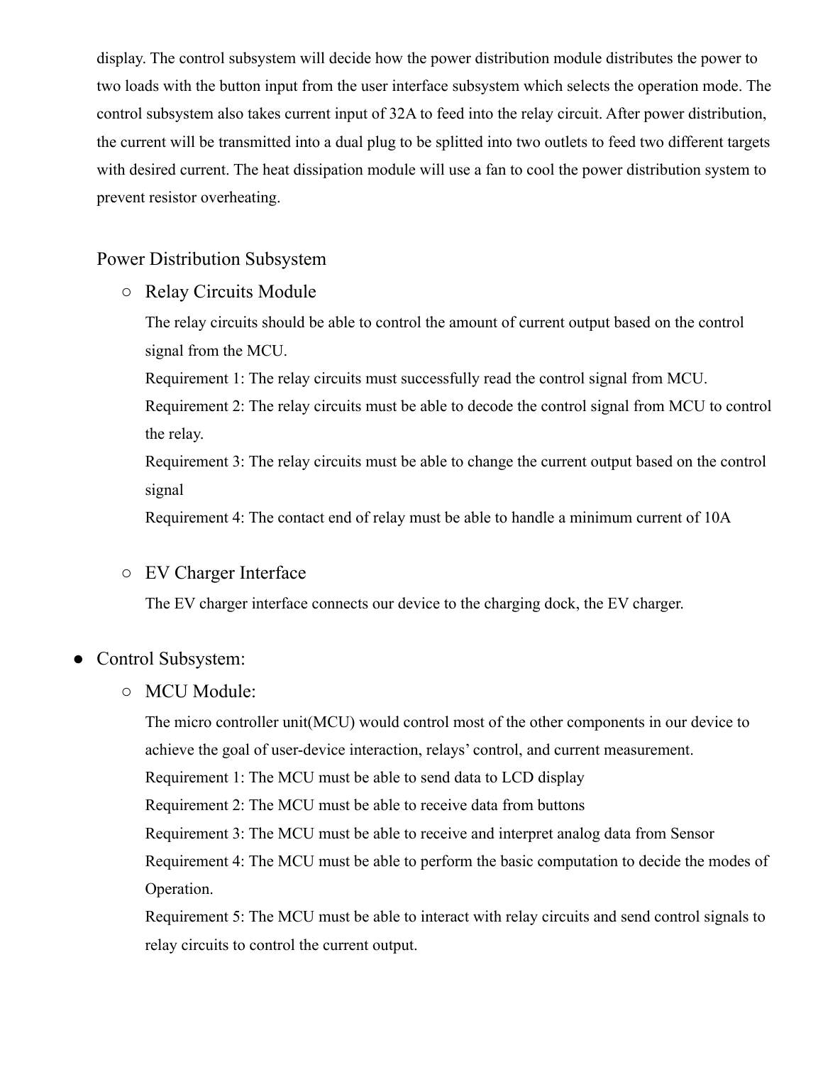display. The control subsystem will decide how the power distribution module distributes the power to two loads with the button input from the user interface subsystem which selects the operation mode. The control subsystem also takes current input of 32A to feed into the relay circuit. After power distribution, the current will be transmitted into a dual plug to be splitted into two outlets to feed two different targets with desired current. The heat dissipation module will use a fan to cool the power distribution system to prevent resistor overheating.

Power Distribution Subsystem

- Relay Circuits Module

  The relay circuits should be able to control the amount of current output based on the control signal from the MCU.

  Requirement 1: The relay circuits must successfully read the control signal from MCU.

  Requirement 2: The relay circuits must be able to decode the control signal from MCU to control the relay.

  Requirement 3: The relay circuits must be able to change the current output based on the control signal

  Requirement 4: The contact end of relay must be able to handle a minimum current of 10A

- EV Charger Interface

  The EV charger interface connects our device to the charging dock, the EV charger.

- Control Subsystem:
  - MCU Module:

    The micro controller unit(MCU) would control most of the other components in our device to achieve the goal of user-device interaction, relays' control, and current measurement.

    Requirement 1: The MCU must be able to send data to LCD display

    Requirement 2: The MCU must be able to receive data from buttons

    Requirement 3: The MCU must be able to receive and interpret analog data from Sensor

    Requirement 4: The MCU must be able to perform the basic computation to decide the modes of Operation.

    Requirement 5: The MCU must be able to interact with relay circuits and send control signals to relay circuits to control the current output.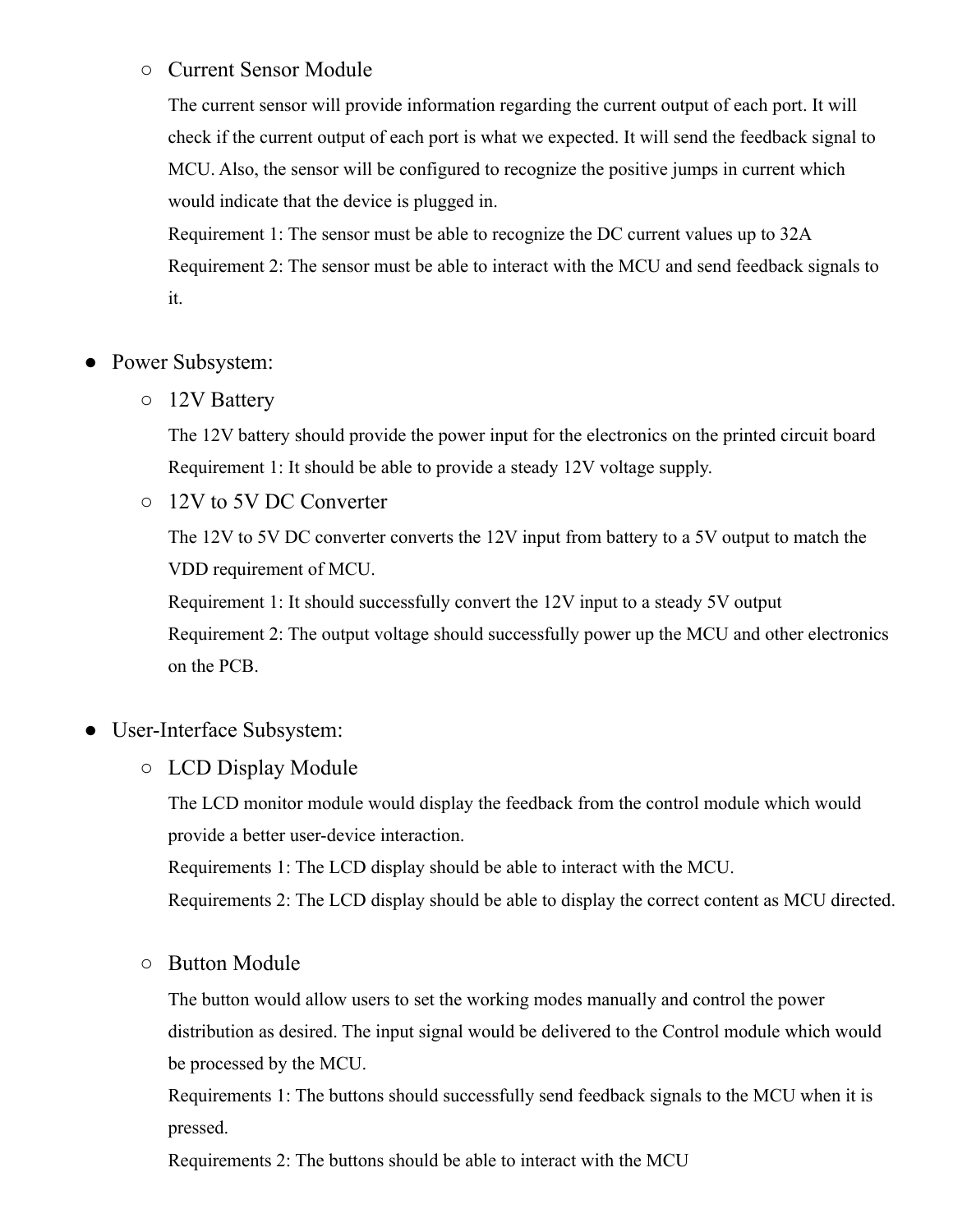- Current Sensor Module

  The current sensor will provide information regarding the current output of each port. It will check if the current output of each port is what we expected. It will send the feedback signal to MCU. Also, the sensor will be configured to recognize the positive jumps in current which would indicate that the device is plugged in.

  Requirement 1: The sensor must be able to recognize the DC current values up to 32A

  Requirement 2: The sensor must be able to interact with the MCU and send feedback signals to it.

- Power Subsystem:
  - 12V Battery

    The 12V battery should provide the power input for the electronics on the printed circuit board

    Requirement 1: It should be able to provide a steady 12V voltage supply.

  - 12V to 5V DC Converter

    The 12V to 5V DC converter converts the 12V input from battery to a 5V output to match the VDD requirement of MCU.

    Requirement 1: It should successfully convert the 12V input to a steady 5V output

    Requirement 2: The output voltage should successfully power up the MCU and other electronics on the PCB.

- User-Interface Subsystem:
  - LCD Display Module

    The LCD monitor module would display the feedback from the control module which would provide a better user-device interaction.

    Requirements 1: The LCD display should be able to interact with the MCU.

    Requirements 2: The LCD display should be able to display the correct content as MCU directed.

  - Button Module

    The button would allow users to set the working modes manually and control the power distribution as desired. The input signal would be delivered to the Control module which would be processed by the MCU.

    Requirements 1: The buttons should successfully send feedback signals to the MCU when it is pressed.

    Requirements 2: The buttons should be able to interact with the MCU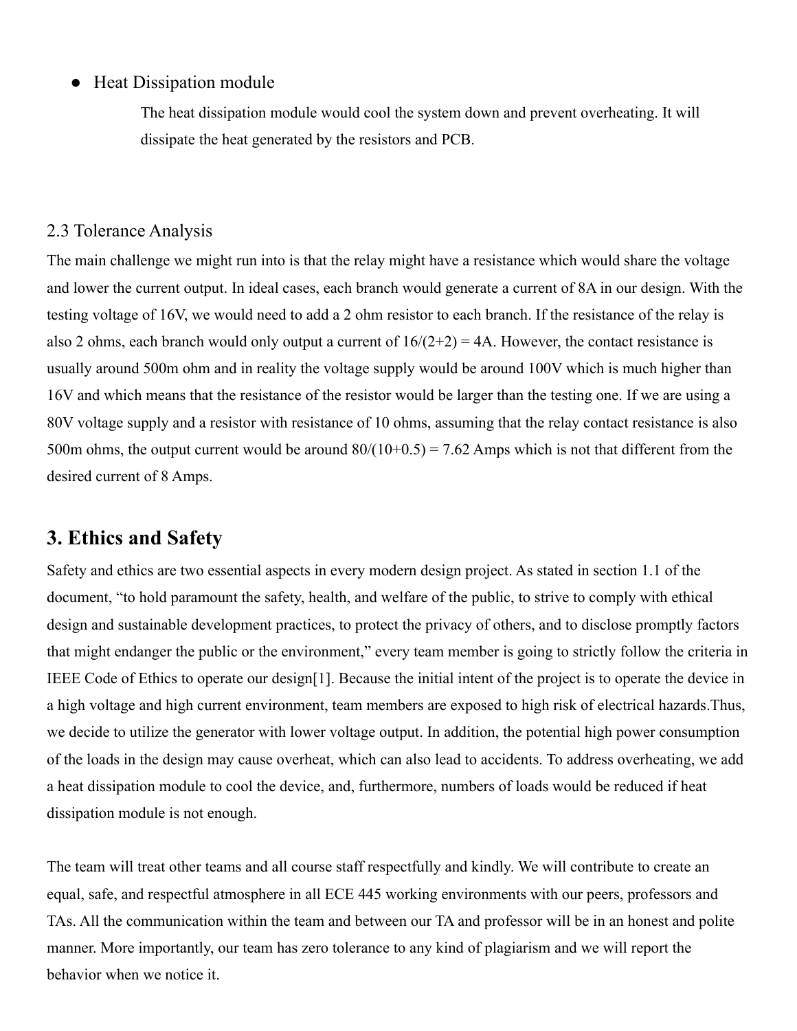- Heat Dissipation module

  The heat dissipation module would cool the system down and prevent overheating. It will dissipate the heat generated by the resistors and PCB.

## 2.3 Tolerance Analysis

The main challenge we might run into is that the relay might have a resistance which would share the voltage and lower the current output. In ideal cases, each branch would generate a current of 8A in our design. With the testing voltage of 16V, we would need to add a 2 ohm resistor to each branch. If the resistance of the relay is also 2 ohms, each branch would only output a current of $16/(2+2) = 4A$. However, the contact resistance is usually around 500m ohm and in reality the voltage supply would be around 100V which is much higher than 16V and which means that the resistance of the resistor would be larger than the testing one. If we are using a 80V voltage supply and a resistor with resistance of 10 ohms, assuming that the relay contact resistance is also 500m ohms, the output current would be around $80/(10+0.5) = 7.62$ Amps which is not that different from the desired current of 8 Amps.

# 3. Ethics and Safety

Safety and ethics are two essential aspects in every modern design project. As stated in section 1.1 of the document, "to hold paramount the safety, health, and welfare of the public, to strive to comply with ethical design and sustainable development practices, to protect the privacy of others, and to disclose promptly factors that might endanger the public or the environment," every team member is going to strictly follow the criteria in IEEE Code of Ethics to operate our design[1]. Because the initial intent of the project is to operate the device in a high voltage and high current environment, team members are exposed to high risk of electrical hazards.Thus, we decide to utilize the generator with lower voltage output. In addition, the potential high power consumption of the loads in the design may cause overheat, which can also lead to accidents. To address overheating, we add a heat dissipation module to cool the device, and, furthermore, numbers of loads would be reduced if heat dissipation module is not enough.

The team will treat other teams and all course staff respectfully and kindly. We will contribute to create an equal, safe, and respectful atmosphere in all ECE 445 working environments with our peers, professors and TAs. All the communication within the team and between our TA and professor will be in an honest and polite manner. More importantly, our team has zero tolerance to any kind of plagiarism and we will report the behavior when we notice it.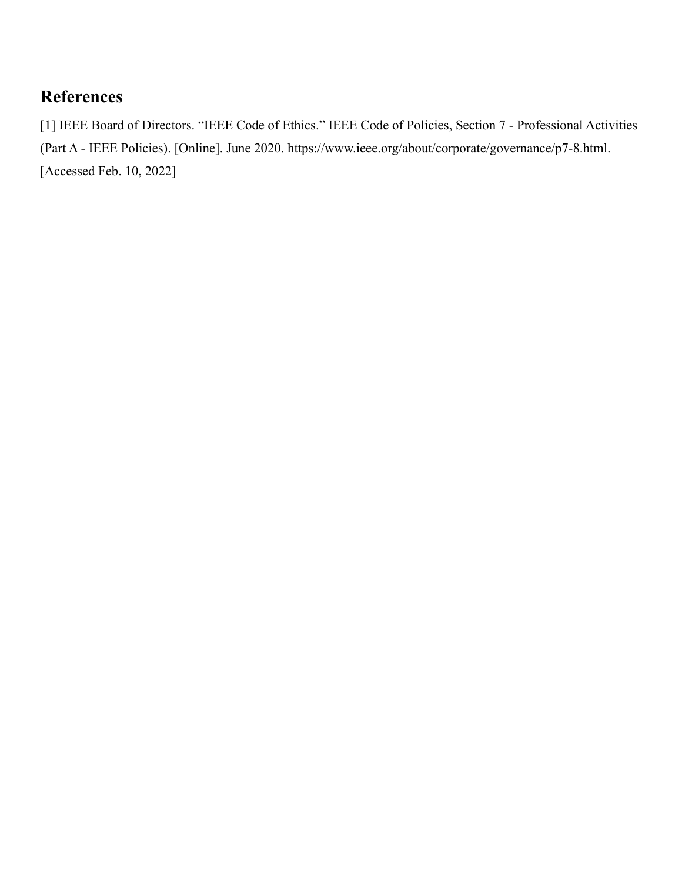## References

[1] IEEE Board of Directors. “IEEE Code of Ethics.” IEEE Code of Policies, Section 7 - Professional Activities (Part A - IEEE Policies). [Online]. June 2020. https://www.ieee.org/about/corporate/governance/p7-8.html. [Accessed Feb. 10, 2022]